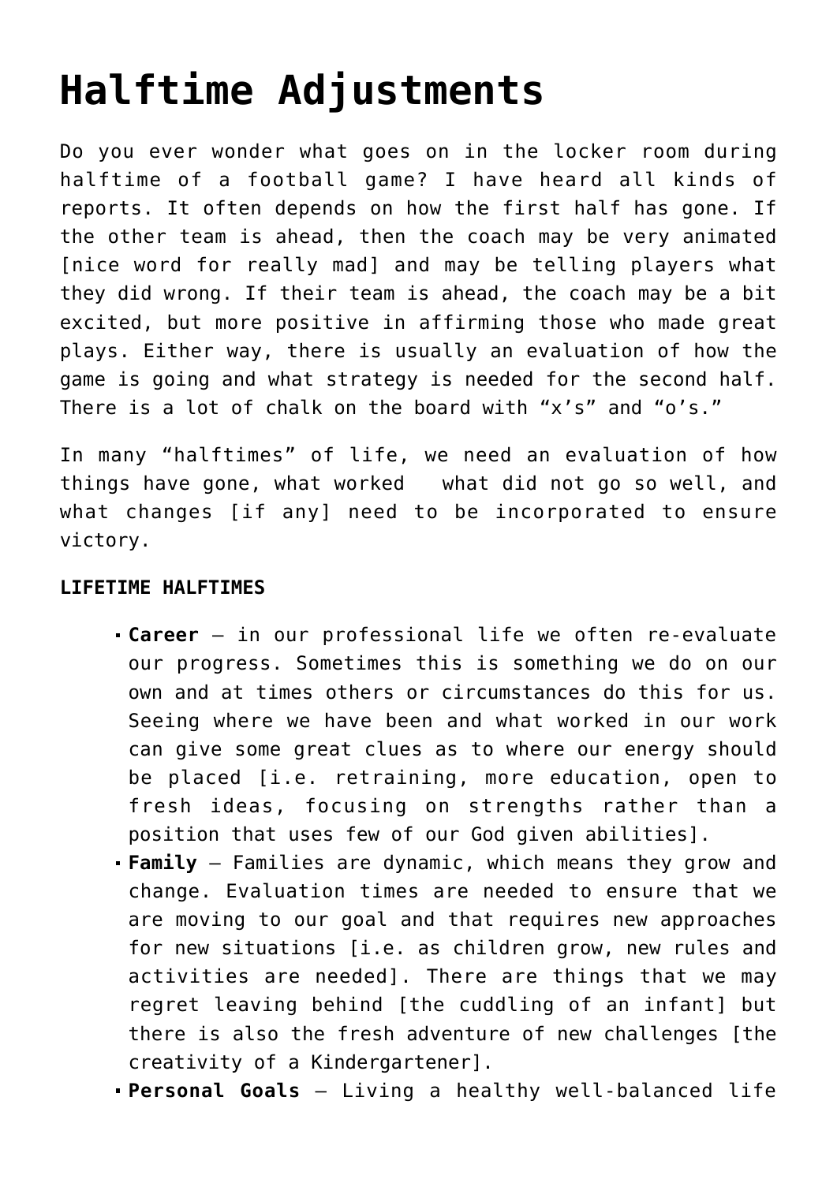# Halftime Adjustments

Do you ever wonder what goes on in the locker room during halftime of a football game? I have heard all kinds of reports. It often depends on how the first half has gone. If the other team is ahead, then the coach may be very animated [nice word for really mad] and may be telling players what they did wrong. If their team is ahead, the coach may be a bit excited, but more positive in affirming those who made great plays. Either way, there is usually an evaluation of how the game is going and what strategy is needed for the second half. There is a lot of chalk on the board with "x's" and "o's."

In many "halftimes" of life, we need an evaluation of how things have gone, what worked what did not go so well, and what changes [if any] need to be incorporated to ensure victory.

**LIFETIME HALFTIMES**

- **Career** – in our professional life we often re-evaluate our progress. Sometimes this is something we do on our own and at times others or circumstances do this for us. Seeing where we have been and what worked in our work can give some great clues as to where our energy should be placed [i.e. retraining, more education, open to fresh ideas, focusing on strengths rather than a position that uses few of our God given abilities].
- **Family** – Families are dynamic, which means they grow and change. Evaluation times are needed to ensure that we are moving to our goal and that requires new approaches for new situations [i.e. as children grow, new rules and activities are needed]. There are things that we may regret leaving behind [the cuddling of an infant] but there is also the fresh adventure of new challenges [the creativity of a Kindergartener].
- **Personal Goals** – Living a healthy well-balanced life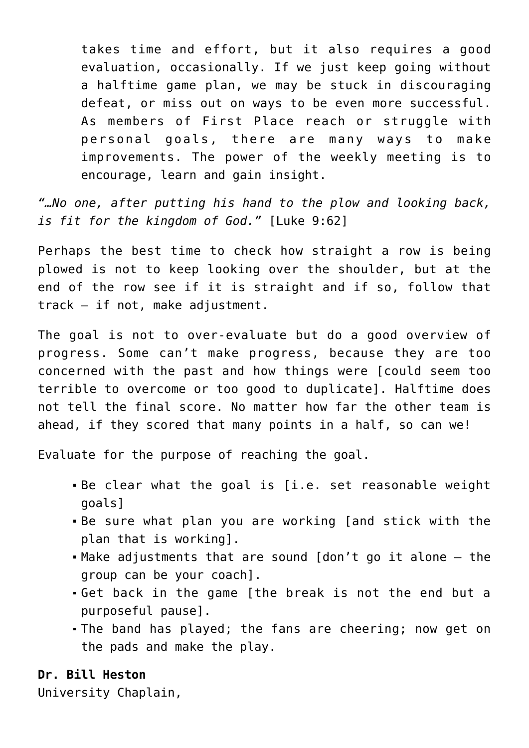takes time and effort, but it also requires a good evaluation, occasionally. If we just keep going without a halftime game plan, we may be stuck in discouraging defeat, or miss out on ways to be even more successful. As members of First Place reach or struggle with personal goals, there are many ways to make improvements. The power of the weekly meeting is to encourage, learn and gain insight.

*"…No one, after putting his hand to the plow and looking back, is fit for the kingdom of God."* [Luke 9:62]

Perhaps the best time to check how straight a row is being plowed is not to keep looking over the shoulder, but at the end of the row see if it is straight and if so, follow that track – if not, make adjustment.

The goal is not to over-evaluate but do a good overview of progress. Some can't make progress, because they are too concerned with the past and how things were [could seem too terrible to overcome or too good to duplicate]. Halftime does not tell the final score. No matter how far the other team is ahead, if they scored that many points in a half, so can we!

Evaluate for the purpose of reaching the goal.

- Be clear what the goal is [i.e. set reasonable weight goals]
- Be sure what plan you are working [and stick with the plan that is working].
- Make adjustments that are sound [don't go it alone – the group can be your coach].
- Get back in the game [the break is not the end but a purposeful pause].
- The band has played; the fans are cheering; now get on the pads and make the play.

**Dr. Bill Heston**
University Chaplain,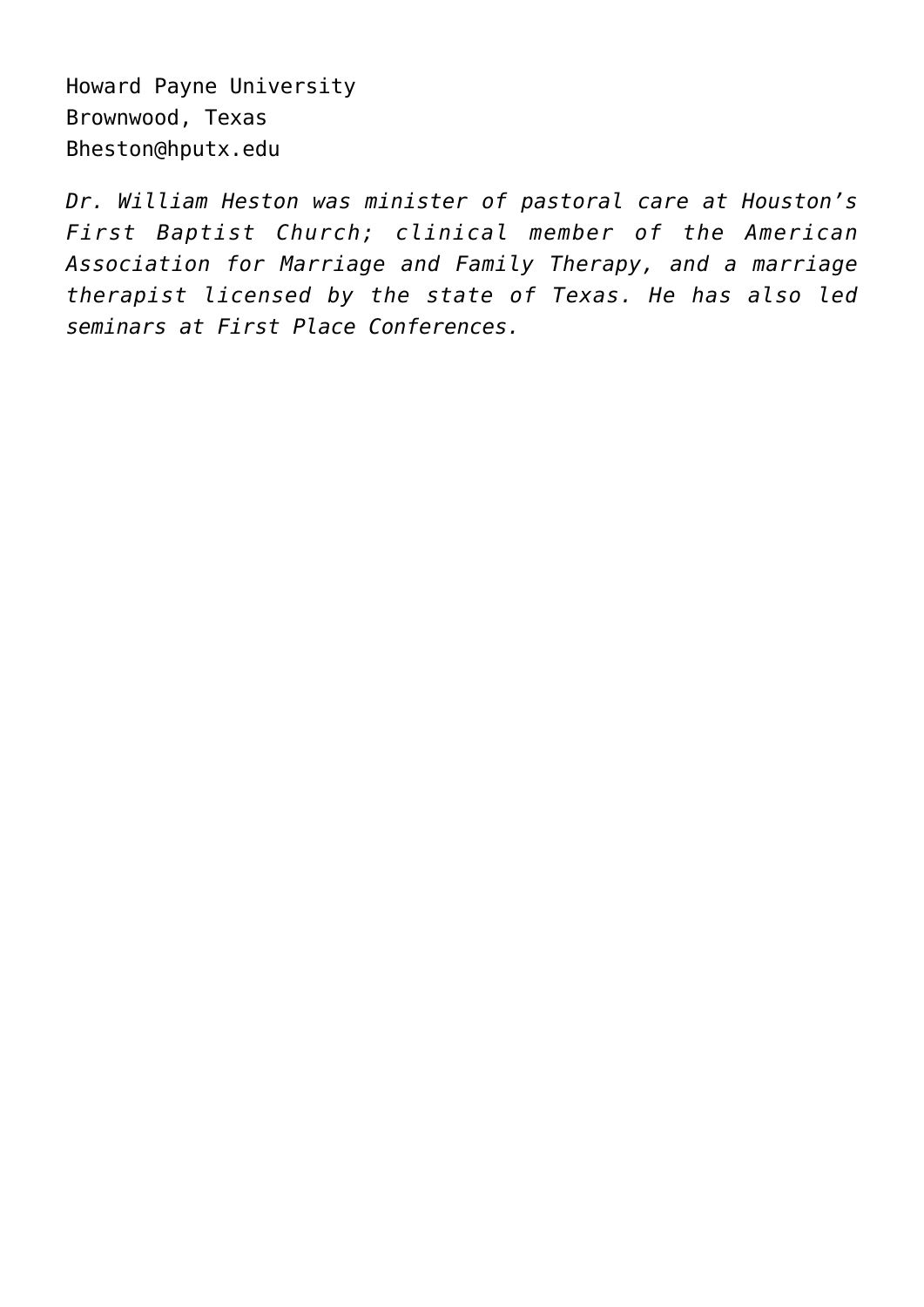Howard Payne University
Brownwood, Texas
Bheston@hputx.edu

*Dr. William Heston was minister of pastoral care at Houston's First Baptist Church; clinical member of the American Association for Marriage and Family Therapy, and a marriage therapist licensed by the state of Texas. He has also led seminars at First Place Conferences.*